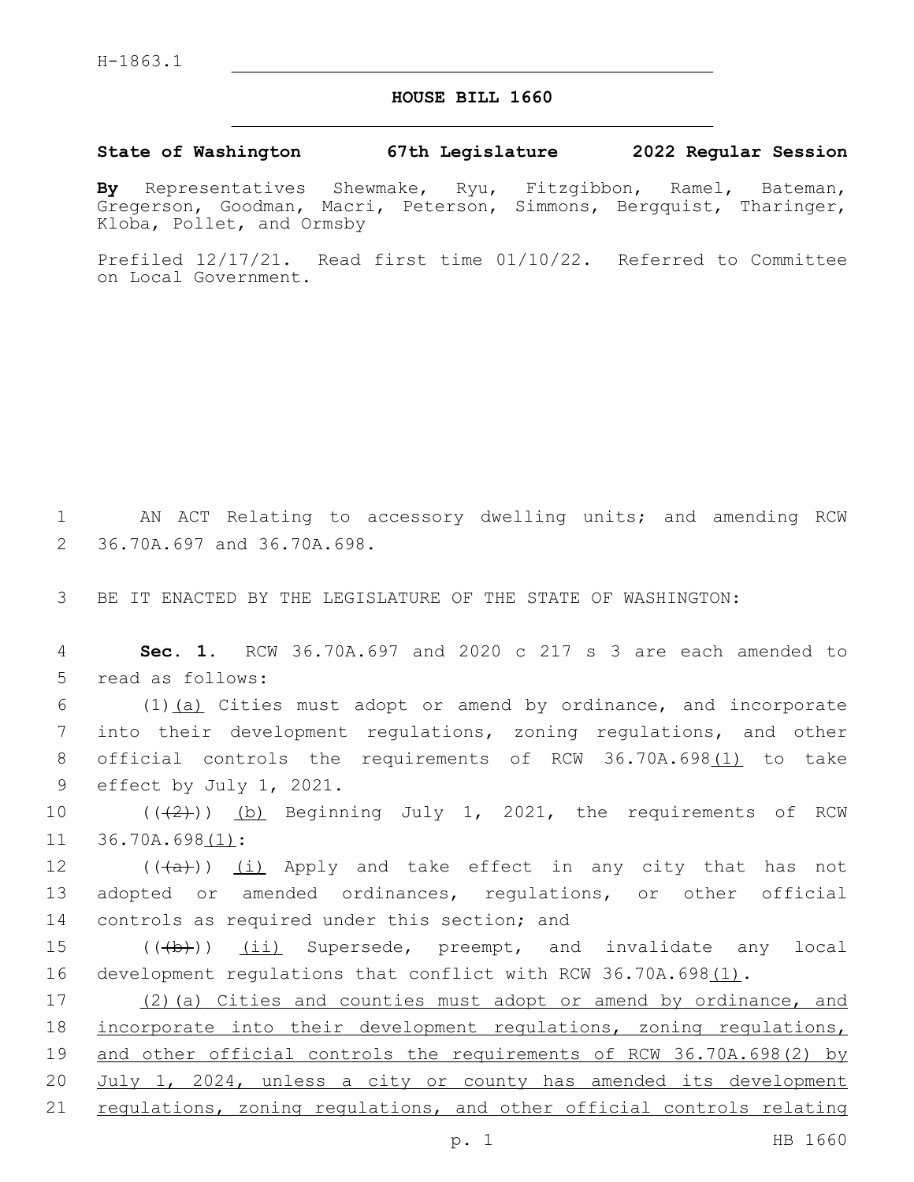H-1863.1

# HOUSE BILL 1660

**State of Washington 67th Legislature 2022 Regular Session**

**By** Representatives Shewmake, Ryu, Fitzgibbon, Ramel, Bateman, Gregerson, Goodman, Macri, Peterson, Simmons, Bergquist, Tharinger, Kloba, Pollet, and Ormsby

Prefiled 12/17/21. Read first time 01/10/22. Referred to Committee on Local Government.

1 AN ACT Relating to accessory dwelling units; and amending RCW 2 36.70A.697 and 36.70A.698.

3 BE IT ENACTED BY THE LEGISLATURE OF THE STATE OF WASHINGTON:

4 **Sec. 1.** RCW 36.70A.697 and 2020 c 217 s 3 are each amended to 5 read as follows:

6 (1)<u>(a)</u> Cities must adopt or amend by ordinance, and incorporate 7 into their development regulations, zoning regulations, and other 8 official controls the requirements of RCW 36.70A.698<u>(1)</u> to take 9 effect by July 1, 2021.

10 ((~~(2)~~)) <u>(b)</u> Beginning July 1, 2021, the requirements of RCW 11 36.70A.698<u>(1)</u>:

12 ((~~(a)~~)) <u>(i)</u> Apply and take effect in any city that has not 13 adopted or amended ordinances, regulations, or other official 14 controls as required under this section; and

15 ((~~(b)~~)) <u>(ii)</u> Supersede, preempt, and invalidate any local 16 development regulations that conflict with RCW 36.70A.698<u>(1)</u>.

17 <u>(2)(a) Cities and counties must adopt or amend by ordinance, and</u> 18 <u>incorporate into their development regulations, zoning regulations,</u> 19 <u>and other official controls the requirements of RCW 36.70A.698(2) by</u> 20 <u>July 1, 2024, unless a city or county has amended its development</u> 21 <u>regulations, zoning regulations, and other official controls relating</u>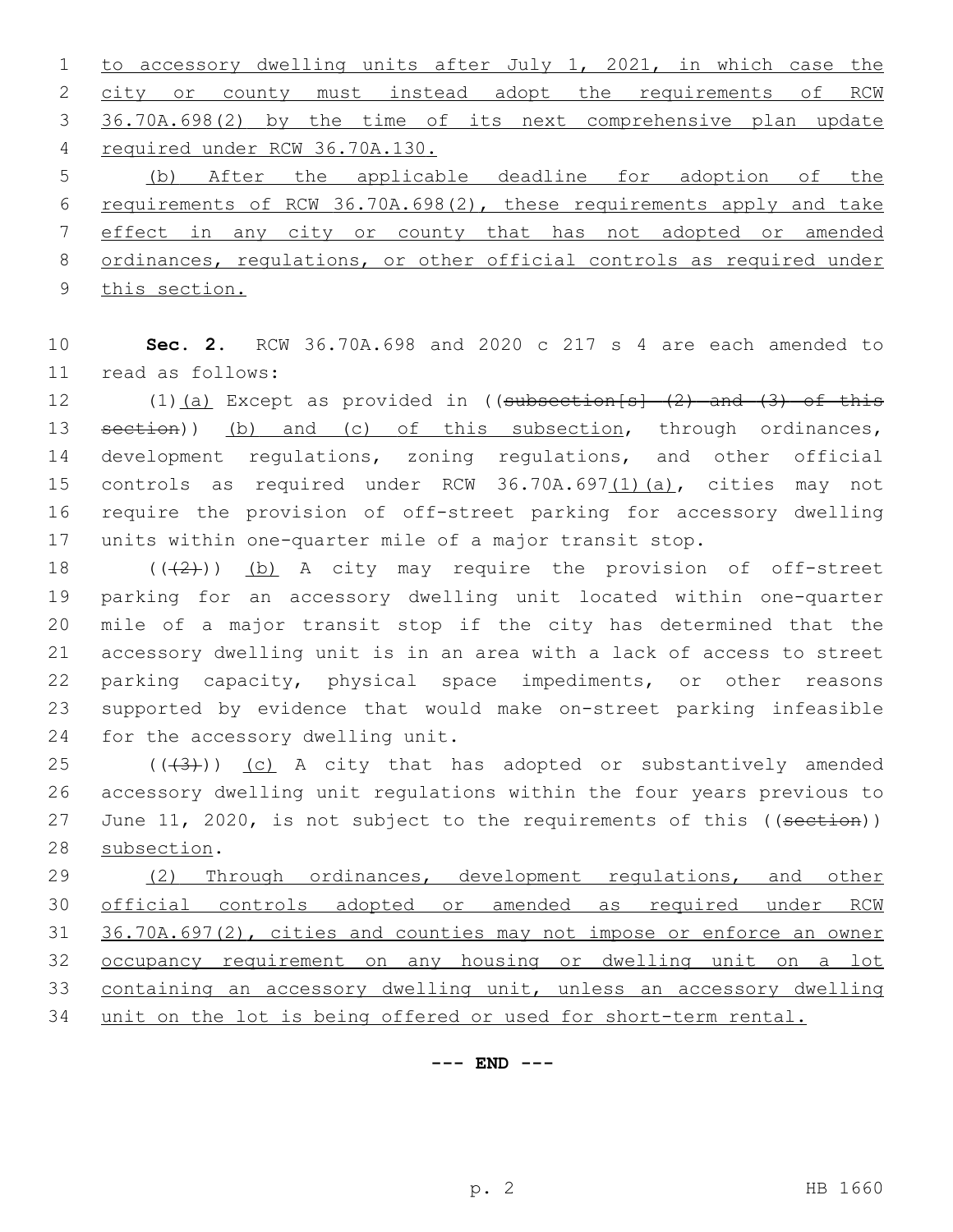to accessory dwelling units after July 1, 2021, in which case the city or county must instead adopt the requirements of RCW 36.70A.698(2) by the time of its next comprehensive plan update required under RCW 36.70A.130.

(b) After the applicable deadline for adoption of the requirements of RCW 36.70A.698(2), these requirements apply and take effect in any city or county that has not adopted or amended ordinances, regulations, or other official controls as required under this section.

**Sec. 2.** RCW 36.70A.698 and 2020 c 217 s 4 are each amended to read as follows:

(1)(a) Except as provided in ((subsection[s] (2) and (3) of this section)) (b) and (c) of this subsection, through ordinances, development regulations, zoning regulations, and other official controls as required under RCW 36.70A.697(1)(a), cities may not require the provision of off-street parking for accessory dwelling units within one-quarter mile of a major transit stop.

(((2))) (b) A city may require the provision of off-street parking for an accessory dwelling unit located within one-quarter mile of a major transit stop if the city has determined that the accessory dwelling unit is in an area with a lack of access to street parking capacity, physical space impediments, or other reasons supported by evidence that would make on-street parking infeasible for the accessory dwelling unit.

(((3))) (c) A city that has adopted or substantively amended accessory dwelling unit regulations within the four years previous to June 11, 2020, is not subject to the requirements of this ((section)) subsection.

(2) Through ordinances, development regulations, and other official controls adopted or amended as required under RCW 36.70A.697(2), cities and counties may not impose or enforce an owner occupancy requirement on any housing or dwelling unit on a lot containing an accessory dwelling unit, unless an accessory dwelling unit on the lot is being offered or used for short-term rental.

--- END ---